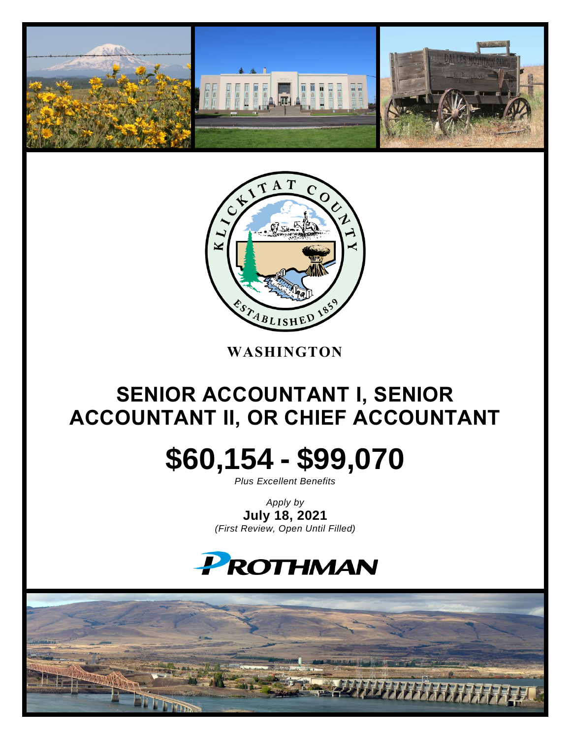**WASHINGTON**

# SENIOR ACCOUNTANT I, SENIOR ACCOUNTANT II, OR CHIEF ACCOUNTANT

# $60,154 - $99,070

*Plus Excellent Benefits*

*Apply by*

**July 18, 2021**

*(First Review, Open Until Filled)*

PROTHMAN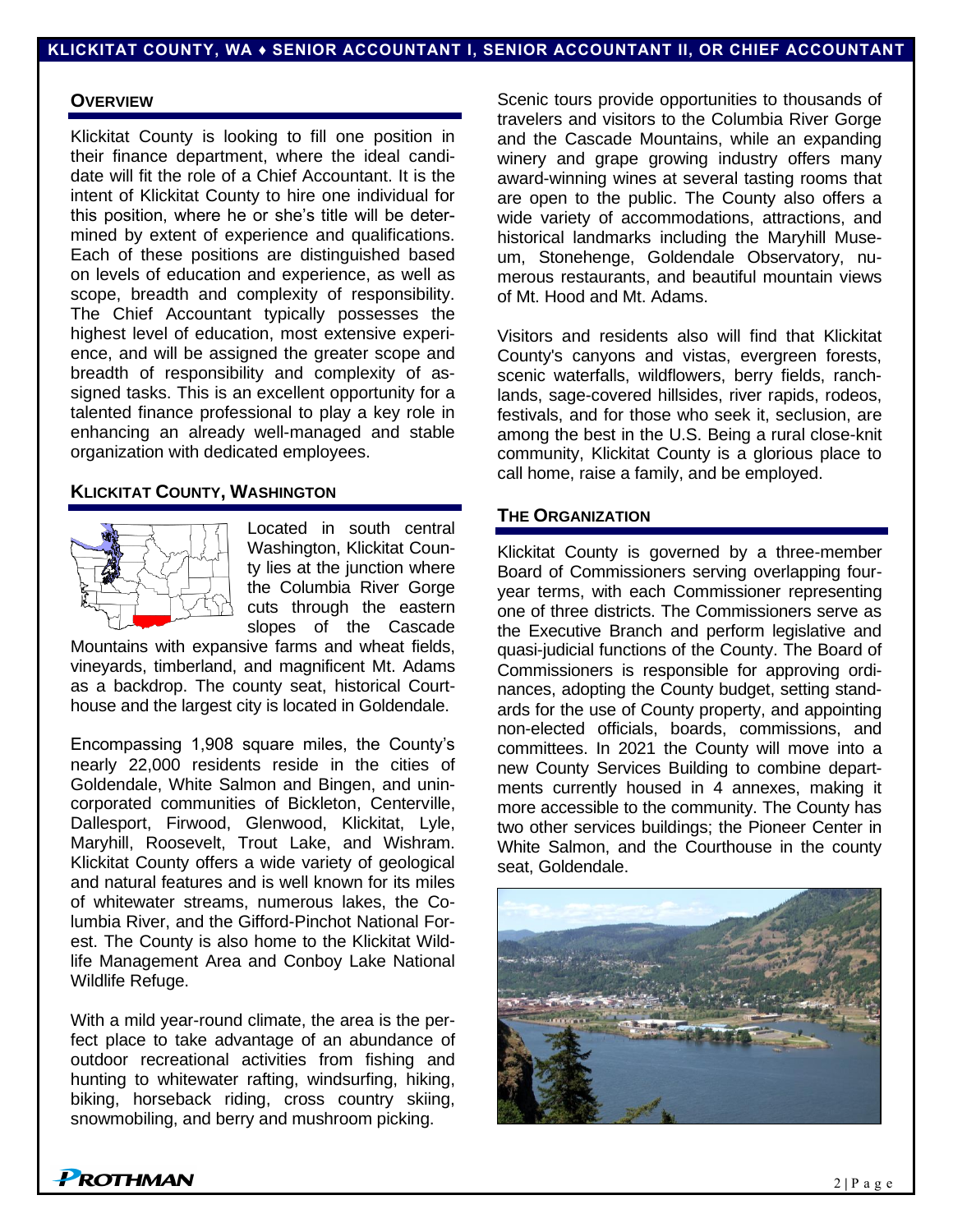## OVERVIEW

Klickitat County is looking to fill one position in their finance department, where the ideal candidate will fit the role of a Chief Accountant. It is the intent of Klickitat County to hire one individual for this position, where he or she's title will be determined by extent of experience and qualifications. Each of these positions are distinguished based on levels of education and experience, as well as scope, breadth and complexity of responsibility. The Chief Accountant typically possesses the highest level of education, most extensive experience, and will be assigned the greater scope and breadth of responsibility and complexity of assigned tasks. This is an excellent opportunity for a talented finance professional to play a key role in enhancing an already well-managed and stable organization with dedicated employees.

## KLICKITAT COUNTY, WASHINGTON

Located in south central Washington, Klickitat County lies at the junction where the Columbia River Gorge cuts through the eastern slopes of the Cascade Mountains with expansive farms and wheat fields, vineyards, timberland, and magnificent Mt. Adams as a backdrop. The county seat, historical Courthouse and the largest city is located in Goldendale.

Encompassing 1,908 square miles, the County's nearly 22,000 residents reside in the cities of Goldendale, White Salmon and Bingen, and unincorporated communities of Bickleton, Centerville, Dallesport, Firwood, Glenwood, Klickitat, Lyle, Maryhill, Roosevelt, Trout Lake, and Wishram. Klickitat County offers a wide variety of geological and natural features and is well known for its miles of whitewater streams, numerous lakes, the Columbia River, and the Gifford-Pinchot National Forest. The County is also home to the Klickitat Wildlife Management Area and Conboy Lake National Wildlife Refuge.

With a mild year-round climate, the area is the perfect place to take advantage of an abundance of outdoor recreational activities from fishing and hunting to whitewater rafting, windsurfing, hiking, biking, horseback riding, cross country skiing, snowmobiling, and berry and mushroom picking.

Scenic tours provide opportunities to thousands of travelers and visitors to the Columbia River Gorge and the Cascade Mountains, while an expanding winery and grape growing industry offers many award-winning wines at several tasting rooms that are open to the public. The County also offers a wide variety of accommodations, attractions, and historical landmarks including the Maryhill Museum, Stonehenge, Goldendale Observatory, numerous restaurants, and beautiful mountain views of Mt. Hood and Mt. Adams.

Visitors and residents also will find that Klickitat County's canyons and vistas, evergreen forests, scenic waterfalls, wildflowers, berry fields, ranchlands, sage-covered hillsides, river rapids, rodeos, festivals, and for those who seek it, seclusion, are among the best in the U.S. Being a rural close-knit community, Klickitat County is a glorious place to call home, raise a family, and be employed.

## THE ORGANIZATION

Klickitat County is governed by a three-member Board of Commissioners serving overlapping four-year terms, with each Commissioner representing one of three districts. The Commissioners serve as the Executive Branch and perform legislative and quasi-judicial functions of the County. The Board of Commissioners is responsible for approving ordinances, adopting the County budget, setting standards for the use of County property, and appointing non-elected officials, boards, commissions, and committees. In 2021 the County will move into a new County Services Building to combine departments currently housed in 4 annexes, making it more accessible to the community. The County has two other services buildings; the Pioneer Center in White Salmon, and the Courthouse in the county seat, Goldendale.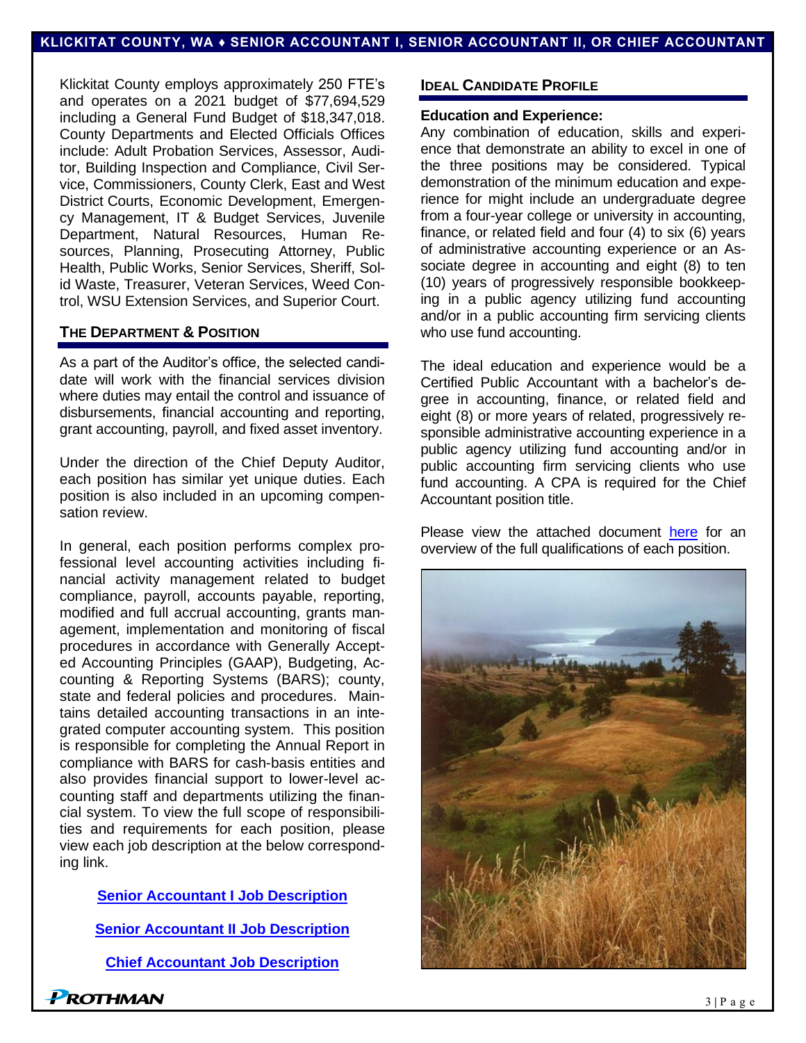Klickitat County employs approximately 250 FTE's and operates on a 2021 budget of $77,694,529 including a General Fund Budget of $18,347,018. County Departments and Elected Officials Offices include: Adult Probation Services, Assessor, Auditor, Building Inspection and Compliance, Civil Service, Commissioners, County Clerk, East and West District Courts, Economic Development, Emergency Management, IT & Budget Services, Juvenile Department, Natural Resources, Human Resources, Planning, Prosecuting Attorney, Public Health, Public Works, Senior Services, Sheriff, Solid Waste, Treasurer, Veteran Services, Weed Control, WSU Extension Services, and Superior Court.

## The Department & Position

As a part of the Auditor's office, the selected candidate will work with the financial services division where duties may entail the control and issuance of disbursements, financial accounting and reporting, grant accounting, payroll, and fixed asset inventory.

Under the direction of the Chief Deputy Auditor, each position has similar yet unique duties. Each position is also included in an upcoming compensation review.

In general, each position performs complex professional level accounting activities including financial activity management related to budget compliance, payroll, accounts payable, reporting, modified and full accrual accounting, grants management, implementation and monitoring of fiscal procedures in accordance with Generally Accepted Accounting Principles (GAAP), Budgeting, Accounting & Reporting Systems (BARS); county, state and federal policies and procedures. Maintains detailed accounting transactions in an integrated computer accounting system. This position is responsible for completing the Annual Report in compliance with BARS for cash-basis entities and also provides financial support to lower-level accounting staff and departments utilizing the financial system. To view the full scope of responsibilities and requirements for each position, please view each job description at the below corresponding link.

**Senior Accountant I Job Description**

**Senior Accountant II Job Description**

**Chief Accountant Job Description**

## Ideal Candidate Profile

**Education and Experience:**

Any combination of education, skills and experience that demonstrate an ability to excel in one of the three positions may be considered. Typical demonstration of the minimum education and experience for might include an undergraduate degree from a four-year college or university in accounting, finance, or related field and four (4) to six (6) years of administrative accounting experience or an Associate degree in accounting and eight (8) to ten (10) years of progressively responsible bookkeeping in a public agency utilizing fund accounting and/or in a public accounting firm servicing clients who use fund accounting.

The ideal education and experience would be a Certified Public Accountant with a bachelor's degree in accounting, finance, or related field and eight (8) or more years of related, progressively responsible administrative accounting experience in a public agency utilizing fund accounting and/or in public accounting firm servicing clients who use fund accounting. A CPA is required for the Chief Accountant position title.

Please view the attached document here for an overview of the full qualifications of each position.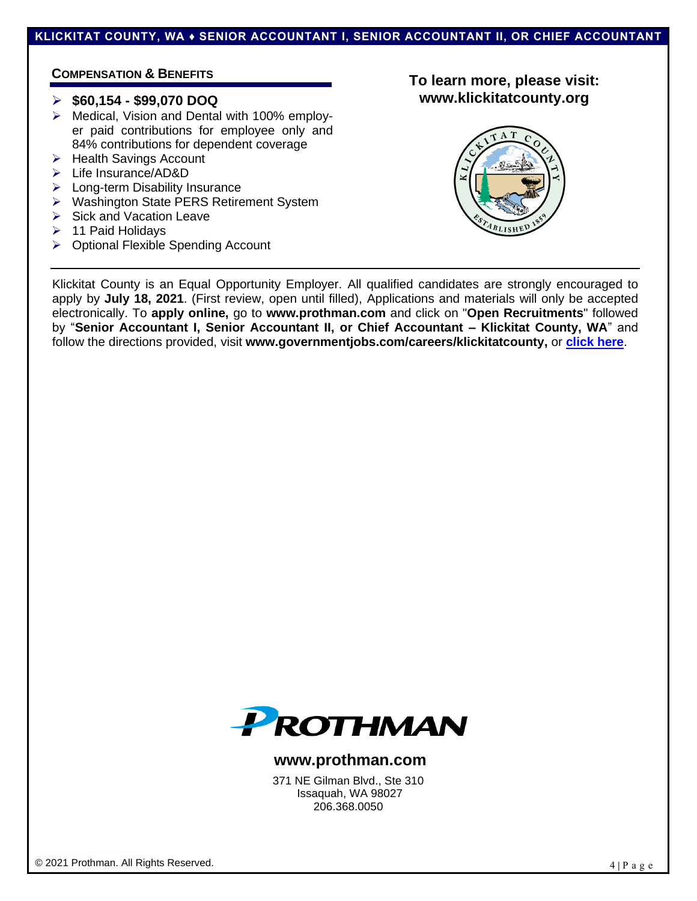## COMPENSATION & BENEFITS

- **$60,154 - $99,070 DOQ**
- Medical, Vision and Dental with 100% employer paid contributions for employee only and 84% contributions for dependent coverage
- Health Savings Account
- Life Insurance/AD&D
- Long-term Disability Insurance
- Washington State PERS Retirement System
- Sick and Vacation Leave
- 11 Paid Holidays
- Optional Flexible Spending Account

**To learn more, please visit: www.klickitatcounty.org**

---

Klickitat County is an Equal Opportunity Employer. All qualified candidates are strongly encouraged to apply by **July 18, 2021**. (First review, open until filled), Applications and materials will only be accepted electronically. To **apply online,** go to **www.prothman.com** and click on "**Open Recruitments**" followed by "**Senior Accountant I, Senior Accountant II, or Chief Accountant – Klickitat County, WA**" and follow the directions provided, visit **www.governmentjobs.com/careers/klickitatcounty,** or **click here**.

PROTHMAN

**www.prothman.com**

371 NE Gilman Blvd., Ste 310
Issaquah, WA 98027
206.368.0050

© 2021 Prothman. All Rights Reserved.